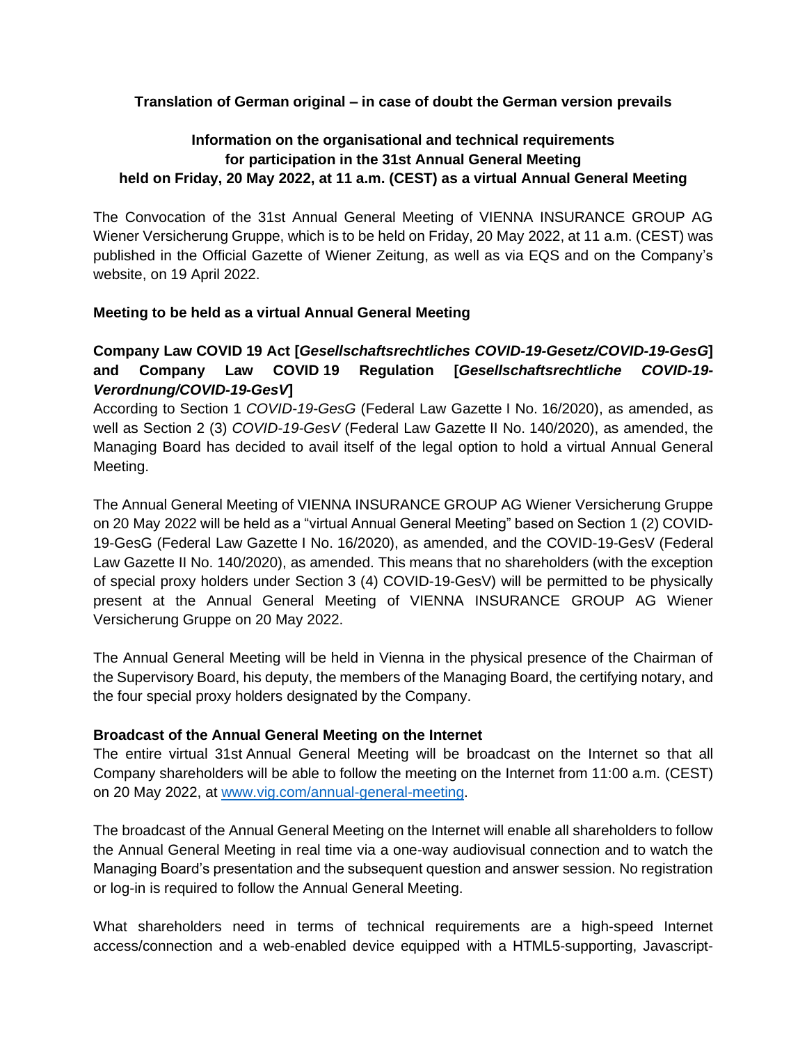**Translation of German original – in case of doubt the German version prevails**

# Information on the organisational and technical requirements for participation in the 31st Annual General Meeting held on Friday, 20 May 2022, at 11 a.m. (CEST) as a virtual Annual General Meeting

The Convocation of the 31st Annual General Meeting of VIENNA INSURANCE GROUP AG Wiener Versicherung Gruppe, which is to be held on Friday, 20 May 2022, at 11 a.m. (CEST) was published in the Official Gazette of Wiener Zeitung, as well as via EQS and on the Company's website, on 19 April 2022.

## Meeting to be held as a virtual Annual General Meeting

### Company Law COVID 19 Act [*Gesellschaftsrechtliches COVID-19-Gesetz/COVID-19-GesG*] and Company Law COVID 19 Regulation [*Gesellschaftsrechtliche COVID-19-Verordnung/COVID-19-GesV*]

According to Section 1 *COVID-19-GesG* (Federal Law Gazette I No. 16/2020), as amended, as well as Section 2 (3) *COVID-19-GesV* (Federal Law Gazette II No. 140/2020), as amended, the Managing Board has decided to avail itself of the legal option to hold a virtual Annual General Meeting.

The Annual General Meeting of VIENNA INSURANCE GROUP AG Wiener Versicherung Gruppe on 20 May 2022 will be held as a "virtual Annual General Meeting" based on Section 1 (2) COVID-19-GesG (Federal Law Gazette I No. 16/2020), as amended, and the COVID-19-GesV (Federal Law Gazette II No. 140/2020), as amended. This means that no shareholders (with the exception of special proxy holders under Section 3 (4) COVID-19-GesV) will be permitted to be physically present at the Annual General Meeting of VIENNA INSURANCE GROUP AG Wiener Versicherung Gruppe on 20 May 2022.

The Annual General Meeting will be held in Vienna in the physical presence of the Chairman of the Supervisory Board, his deputy, the members of the Managing Board, the certifying notary, and the four special proxy holders designated by the Company.

### Broadcast of the Annual General Meeting on the Internet

The entire virtual 31st Annual General Meeting will be broadcast on the Internet so that all Company shareholders will be able to follow the meeting on the Internet from 11:00 a.m. (CEST) on 20 May 2022, at [www.vig.com/annual-general-meeting](http://www.vig.com/annual-general-meeting).

The broadcast of the Annual General Meeting on the Internet will enable all shareholders to follow the Annual General Meeting in real time via a one-way audiovisual connection and to watch the Managing Board's presentation and the subsequent question and answer session. No registration or log-in is required to follow the Annual General Meeting.

What shareholders need in terms of technical requirements are a high-speed Internet access/connection and a web-enabled device equipped with a HTML5-supporting, Javascript-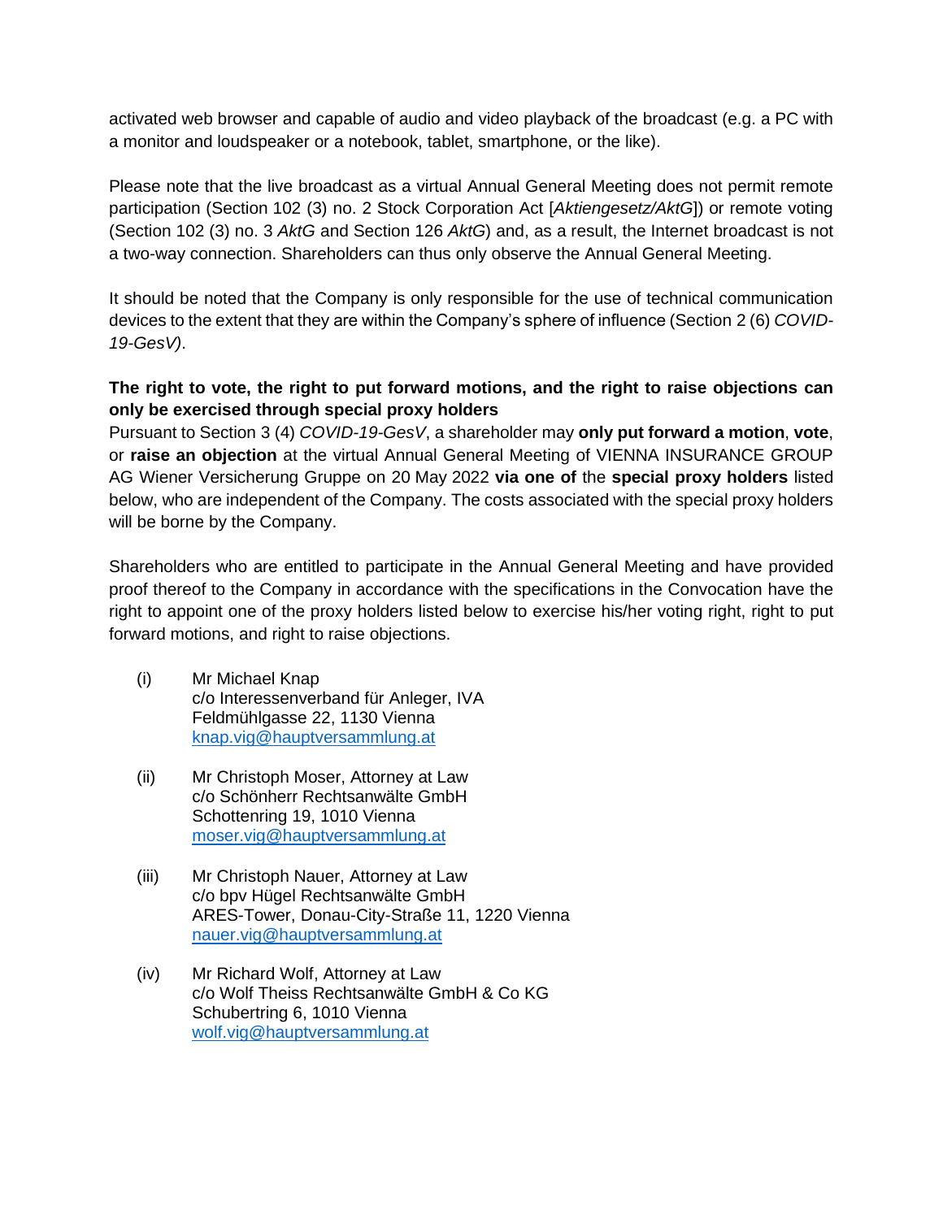activated web browser and capable of audio and video playback of the broadcast (e.g. a PC with a monitor and loudspeaker or a notebook, tablet, smartphone, or the like).

Please note that the live broadcast as a virtual Annual General Meeting does not permit remote participation (Section 102 (3) no. 2 Stock Corporation Act [*Aktiengesetz/AktG*]) or remote voting (Section 102 (3) no. 3 *AktG* and Section 126 *AktG*) and, as a result, the Internet broadcast is not a two-way connection. Shareholders can thus only observe the Annual General Meeting.

It should be noted that the Company is only responsible for the use of technical communication devices to the extent that they are within the Company's sphere of influence (Section 2 (6) *COVID-19-GesV)*.

**The right to vote, the right to put forward motions, and the right to raise objections can only be exercised through special proxy holders**

Pursuant to Section 3 (4) *COVID-19-GesV*, a shareholder may **only put forward a motion**, **vote**, or **raise an objection** at the virtual Annual General Meeting of VIENNA INSURANCE GROUP AG Wiener Versicherung Gruppe on 20 May 2022 **via one of** the **special proxy holders** listed below, who are independent of the Company. The costs associated with the special proxy holders will be borne by the Company.

Shareholders who are entitled to participate in the Annual General Meeting and have provided proof thereof to the Company in accordance with the specifications in the Convocation have the right to appoint one of the proxy holders listed below to exercise his/her voting right, right to put forward motions, and right to raise objections.

(i) Mr Michael Knap
c/o Interessenverband für Anleger, IVA
Feldmühlgasse 22, 1130 Vienna
knap.vig@hauptversammlung.at

(ii) Mr Christoph Moser, Attorney at Law
c/o Schönherr Rechtsanwälte GmbH
Schottenring 19, 1010 Vienna
moser.vig@hauptversammlung.at

(iii) Mr Christoph Nauer, Attorney at Law
c/o bpv Hügel Rechtsanwälte GmbH
ARES-Tower, Donau-City-Straße 11, 1220 Vienna
nauer.vig@hauptversammlung.at

(iv) Mr Richard Wolf, Attorney at Law
c/o Wolf Theiss Rechtsanwälte GmbH & Co KG
Schubertring 6, 1010 Vienna
wolf.vig@hauptversammlung.at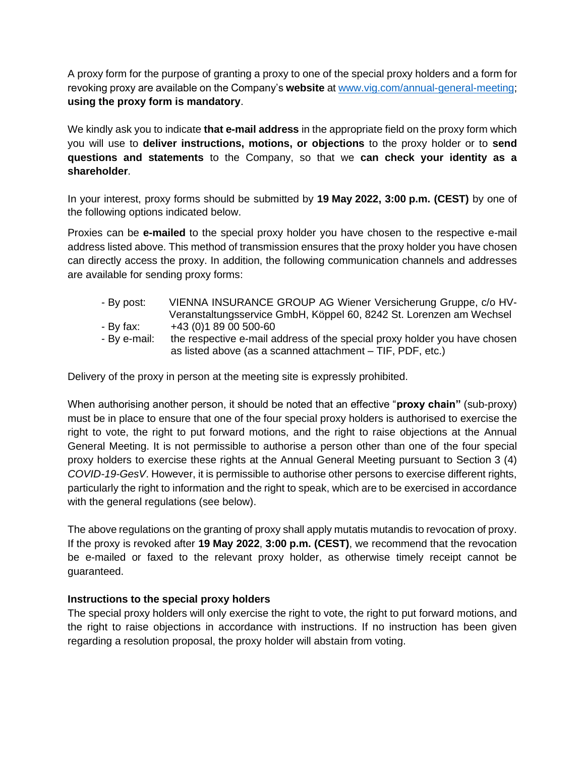A proxy form for the purpose of granting a proxy to one of the special proxy holders and a form for revoking proxy are available on the Company's **website** at [www.vig.com/annual-general-meeting](www.vig.com/annual-general-meeting); **using the proxy form is mandatory**.

We kindly ask you to indicate **that e-mail address** in the appropriate field on the proxy form which you will use to **deliver instructions, motions, or objections** to the proxy holder or to **send questions and statements** to the Company, so that we **can check your identity as a shareholder**.

In your interest, proxy forms should be submitted by **19 May 2022, 3:00 p.m. (CEST)** by one of the following options indicated below.

Proxies can be **e-mailed** to the special proxy holder you have chosen to the respective e-mail address listed above. This method of transmission ensures that the proxy holder you have chosen can directly access the proxy. In addition, the following communication channels and addresses are available for sending proxy forms:

- By post: VIENNA INSURANCE GROUP AG Wiener Versicherung Gruppe, c/o HV-Veranstaltungsservice GmbH, Köppel 60, 8242 St. Lorenzen am Wechsel
- By fax: +43 (0)1 89 00 500-60
- By e-mail: the respective e-mail address of the special proxy holder you have chosen as listed above (as a scanned attachment – TIF, PDF, etc.)

Delivery of the proxy in person at the meeting site is expressly prohibited.

When authorising another person, it should be noted that an effective "**proxy chain"** (sub-proxy) must be in place to ensure that one of the four special proxy holders is authorised to exercise the right to vote, the right to put forward motions, and the right to raise objections at the Annual General Meeting. It is not permissible to authorise a person other than one of the four special proxy holders to exercise these rights at the Annual General Meeting pursuant to Section 3 (4) *COVID-19-GesV*. However, it is permissible to authorise other persons to exercise different rights, particularly the right to information and the right to speak, which are to be exercised in accordance with the general regulations (see below).

The above regulations on the granting of proxy shall apply mutatis mutandis to revocation of proxy. If the proxy is revoked after **19 May 2022**, **3:00 p.m. (CEST)**, we recommend that the revocation be e-mailed or faxed to the relevant proxy holder, as otherwise timely receipt cannot be guaranteed.

### Instructions to the special proxy holders

The special proxy holders will only exercise the right to vote, the right to put forward motions, and the right to raise objections in accordance with instructions. If no instruction has been given regarding a resolution proposal, the proxy holder will abstain from voting.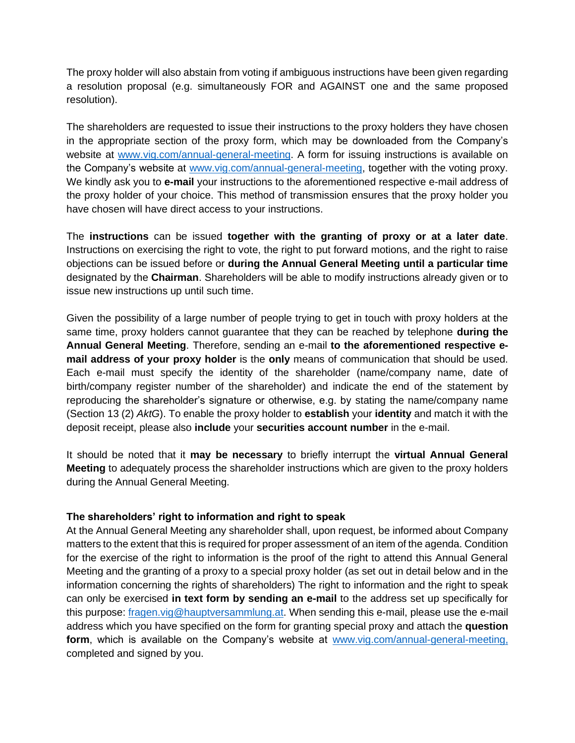The proxy holder will also abstain from voting if ambiguous instructions have been given regarding a resolution proposal (e.g. simultaneously FOR and AGAINST one and the same proposed resolution).

The shareholders are requested to issue their instructions to the proxy holders they have chosen in the appropriate section of the proxy form, which may be downloaded from the Company's website at [www.vig.com/annual-general-meeting](www.vig.com/annual-general-meeting). A form for issuing instructions is available on the Company's website at [www.vig.com/annual-general-meeting](www.vig.com/annual-general-meeting), together with the voting proxy. We kindly ask you to **e-mail** your instructions to the aforementioned respective e-mail address of the proxy holder of your choice. This method of transmission ensures that the proxy holder you have chosen will have direct access to your instructions.

The **instructions** can be issued **together with the granting of proxy or at a later date**. Instructions on exercising the right to vote, the right to put forward motions, and the right to raise objections can be issued before or **during the Annual General Meeting until a particular time** designated by the **Chairman**. Shareholders will be able to modify instructions already given or to issue new instructions up until such time.

Given the possibility of a large number of people trying to get in touch with proxy holders at the same time, proxy holders cannot guarantee that they can be reached by telephone **during the Annual General Meeting**. Therefore, sending an e-mail **to the aforementioned respective e-mail address of your proxy holder** is the **only** means of communication that should be used. Each e-mail must specify the identity of the shareholder (name/company name, date of birth/company register number of the shareholder) and indicate the end of the statement by reproducing the shareholder's signature or otherwise, e.g. by stating the name/company name (Section 13 (2) *AktG*). To enable the proxy holder to **establish** your **identity** and match it with the deposit receipt, please also **include** your **securities account number** in the e-mail.

It should be noted that it **may be necessary** to briefly interrupt the **virtual Annual General Meeting** to adequately process the shareholder instructions which are given to the proxy holders during the Annual General Meeting.

**The shareholders' right to information and right to speak**

At the Annual General Meeting any shareholder shall, upon request, be informed about Company matters to the extent that this is required for proper assessment of an item of the agenda. Condition for the exercise of the right to information is the proof of the right to attend this Annual General Meeting and the granting of a proxy to a special proxy holder (as set out in detail below and in the information concerning the rights of shareholders) The right to information and the right to speak can only be exercised **in text form by sending an e-mail** to the address set up specifically for this purpose: [fragen.vig@hauptversammlung.at](mailto:fragen.vig@hauptversammlung.at). When sending this e-mail, please use the e-mail address which you have specified on the form for granting special proxy and attach the **question form**, which is available on the Company's website at [www.vig.com/annual-general-meeting,](www.vig.com/annual-general-meeting) completed and signed by you.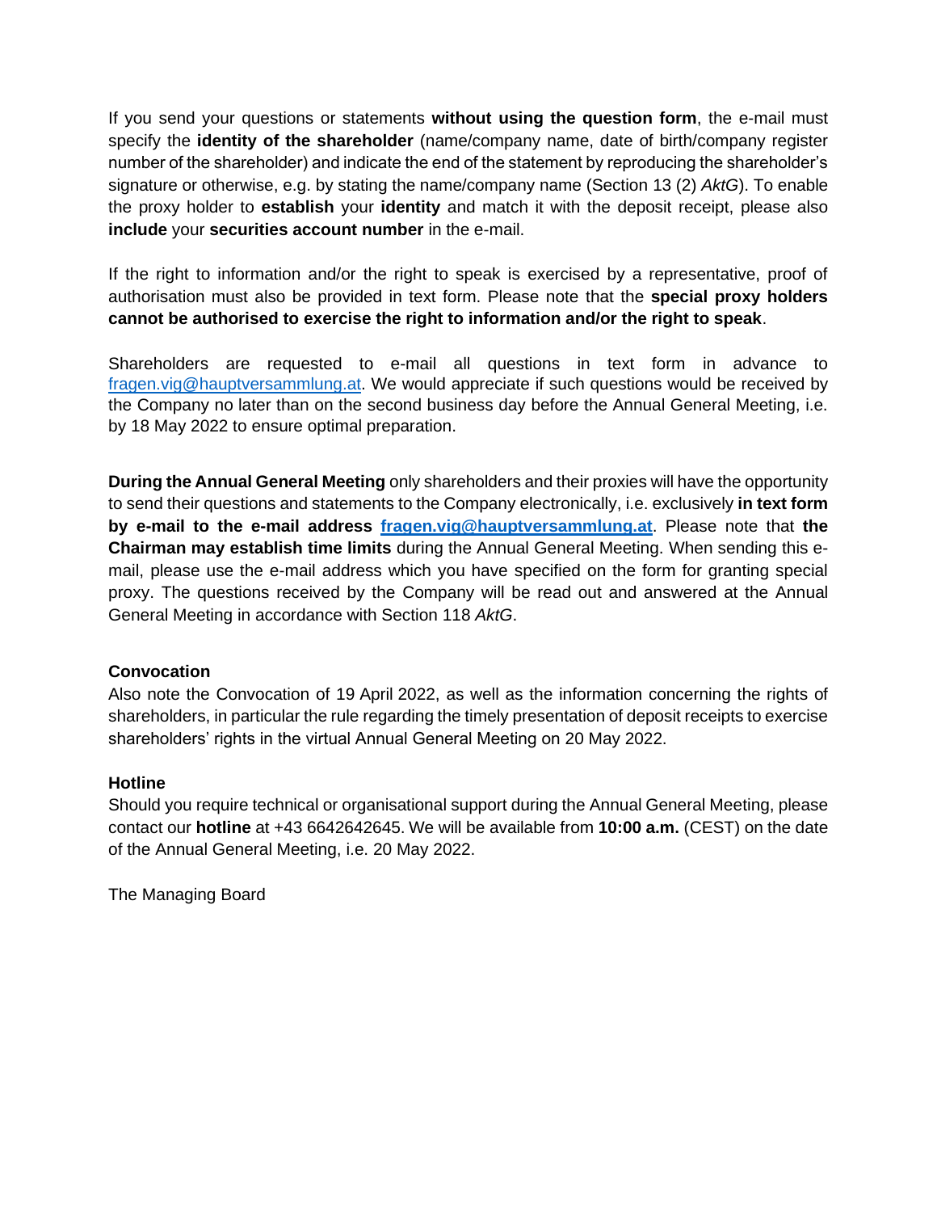If you send your questions or statements **without using the question form**, the e-mail must specify the **identity of the shareholder** (name/company name, date of birth/company register number of the shareholder) and indicate the end of the statement by reproducing the shareholder's signature or otherwise, e.g. by stating the name/company name (Section 13 (2) *AktG*). To enable the proxy holder to **establish** your **identity** and match it with the deposit receipt, please also **include** your **securities account number** in the e-mail.

If the right to information and/or the right to speak is exercised by a representative, proof of authorisation must also be provided in text form. Please note that the **special proxy holders cannot be authorised to exercise the right to information and/or the right to speak**.

Shareholders are requested to e-mail all questions in text form in advance to fragen.vig@hauptversammlung.at. We would appreciate if such questions would be received by the Company no later than on the second business day before the Annual General Meeting, i.e. by 18 May 2022 to ensure optimal preparation.

**During the Annual General Meeting** only shareholders and their proxies will have the opportunity to send their questions and statements to the Company electronically, i.e. exclusively **in text form by e-mail to the e-mail address fragen.vig@hauptversammlung.at**. Please note that **the Chairman may establish time limits** during the Annual General Meeting. When sending this e-mail, please use the e-mail address which you have specified on the form for granting special proxy. The questions received by the Company will be read out and answered at the Annual General Meeting in accordance with Section 118 *AktG*.

**Convocation**

Also note the Convocation of 19 April 2022, as well as the information concerning the rights of shareholders, in particular the rule regarding the timely presentation of deposit receipts to exercise shareholders' rights in the virtual Annual General Meeting on 20 May 2022.

**Hotline**

Should you require technical or organisational support during the Annual General Meeting, please contact our **hotline** at +43 6642642645. We will be available from **10:00 a.m.** (CEST) on the date of the Annual General Meeting, i.e. 20 May 2022.

The Managing Board